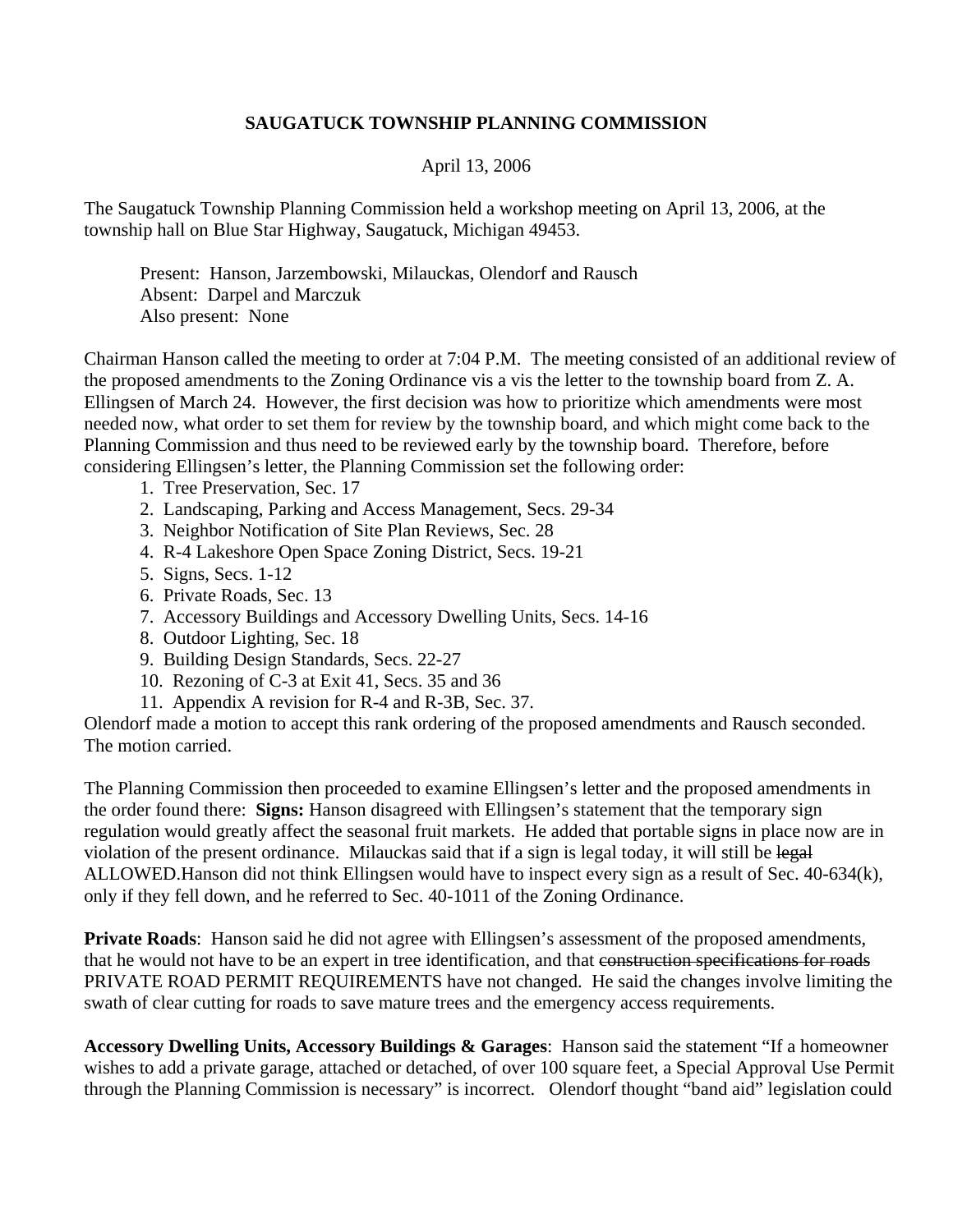# SAUGATUCK TOWNSHIP PLANNING COMMISSION

April 13, 2006

The Saugatuck Township Planning Commission held a workshop meeting on April 13, 2006, at the township hall on Blue Star Highway, Saugatuck, Michigan 49453.

Present: Hanson, Jarzembowski, Milauckas, Olendorf and Rausch
Absent: Darpel and Marczuk
Also present: None

Chairman Hanson called the meeting to order at 7:04 P.M. The meeting consisted of an additional review of the proposed amendments to the Zoning Ordinance vis a vis the letter to the township board from Z. A. Ellingsen of March 24. However, the first decision was how to prioritize which amendments were most needed now, what order to set them for review by the township board, and which might come back to the Planning Commission and thus need to be reviewed early by the township board. Therefore, before considering Ellingsen's letter, the Planning Commission set the following order:

1. Tree Preservation, Sec. 17
2. Landscaping, Parking and Access Management, Secs. 29-34
3. Neighbor Notification of Site Plan Reviews, Sec. 28
4. R-4 Lakeshore Open Space Zoning District, Secs. 19-21
5. Signs, Secs. 1-12
6. Private Roads, Sec. 13
7. Accessory Buildings and Accessory Dwelling Units, Secs. 14-16
8. Outdoor Lighting, Sec. 18
9. Building Design Standards, Secs. 22-27
10. Rezoning of C-3 at Exit 41, Secs. 35 and 36
11. Appendix A revision for R-4 and R-3B, Sec. 37.

Olendorf made a motion to accept this rank ordering of the proposed amendments and Rausch seconded. The motion carried.

The Planning Commission then proceeded to examine Ellingsen's letter and the proposed amendments in the order found there: **Signs:** Hanson disagreed with Ellingsen's statement that the temporary sign regulation would greatly affect the seasonal fruit markets. He added that portable signs in place now are in violation of the present ordinance. Milauckas said that if a sign is legal today, it will still be ~~legal~~ ALLOWED.Hanson did not think Ellingsen would have to inspect every sign as a result of Sec. 40-634(k), only if they fell down, and he referred to Sec. 40-1011 of the Zoning Ordinance.

**Private Roads**: Hanson said he did not agree with Ellingsen's assessment of the proposed amendments, that he would not have to be an expert in tree identification, and that ~~construction specifications for roads~~ PRIVATE ROAD PERMIT REQUIREMENTS have not changed. He said the changes involve limiting the swath of clear cutting for roads to save mature trees and the emergency access requirements.

**Accessory Dwelling Units, Accessory Buildings & Garages**: Hanson said the statement "If a homeowner wishes to add a private garage, attached or detached, of over 100 square feet, a Special Approval Use Permit through the Planning Commission is necessary" is incorrect. Olendorf thought "band aid" legislation could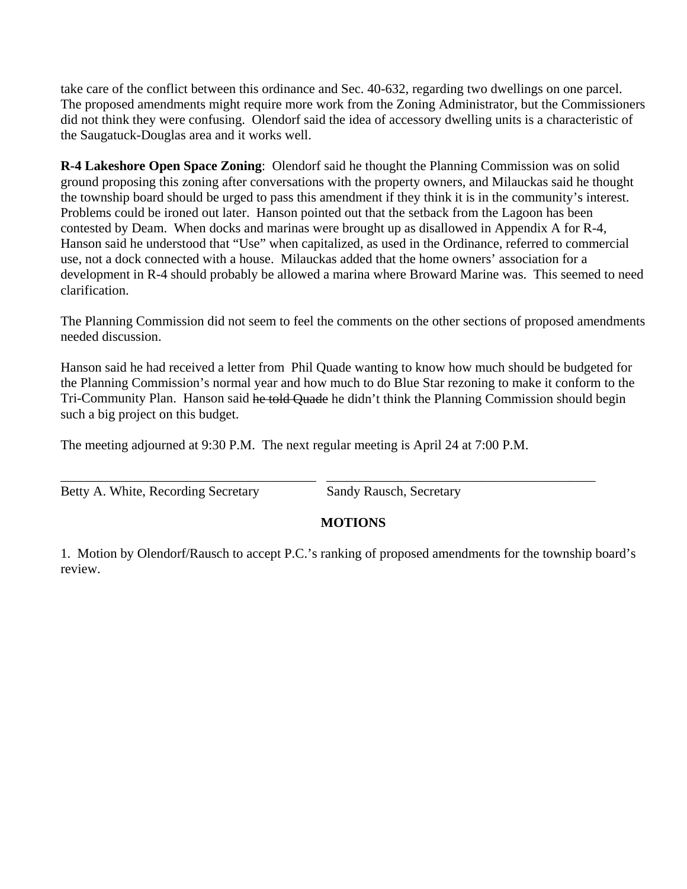take care of the conflict between this ordinance and Sec. 40-632, regarding two dwellings on one parcel. The proposed amendments might require more work from the Zoning Administrator, but the Commissioners did not think they were confusing. Olendorf said the idea of accessory dwelling units is a characteristic of the Saugatuck-Douglas area and it works well.

**R-4 Lakeshore Open Space Zoning**: Olendorf said he thought the Planning Commission was on solid ground proposing this zoning after conversations with the property owners, and Milauckas said he thought the township board should be urged to pass this amendment if they think it is in the community's interest. Problems could be ironed out later. Hanson pointed out that the setback from the Lagoon has been contested by Deam. When docks and marinas were brought up as disallowed in Appendix A for R-4, Hanson said he understood that "Use" when capitalized, as used in the Ordinance, referred to commercial use, not a dock connected with a house. Milauckas added that the home owners' association for a development in R-4 should probably be allowed a marina where Broward Marine was. This seemed to need clarification.

The Planning Commission did not seem to feel the comments on the other sections of proposed amendments needed discussion.

Hanson said he had received a letter from Phil Quade wanting to know how much should be budgeted for the Planning Commission's normal year and how much to do Blue Star rezoning to make it conform to the Tri-Community Plan. Hanson said ~~he told Quade~~ he didn't think the Planning Commission should begin such a big project on this budget.

The meeting adjourned at 9:30 P.M. The next regular meeting is April 24 at 7:00 P.M.

\_\_\_\_\_\_\_\_\_\_\_\_\_\_\_\_\_\_\_\_\_\_\_\_\_\_\_\_\_\_\_\_\_\_\_\_\_\_\_\_ \_\_\_\_\_\_\_\_\_\_\_\_\_\_\_\_\_\_\_\_\_\_\_\_\_\_\_\_\_\_\_\_\_\_\_\_\_\_\_\_\_\_

Betty A. White, Recording Secretary Sandy Rausch, Secretary

**MOTIONS**

1. Motion by Olendorf/Rausch to accept P.C.'s ranking of proposed amendments for the township board's review.